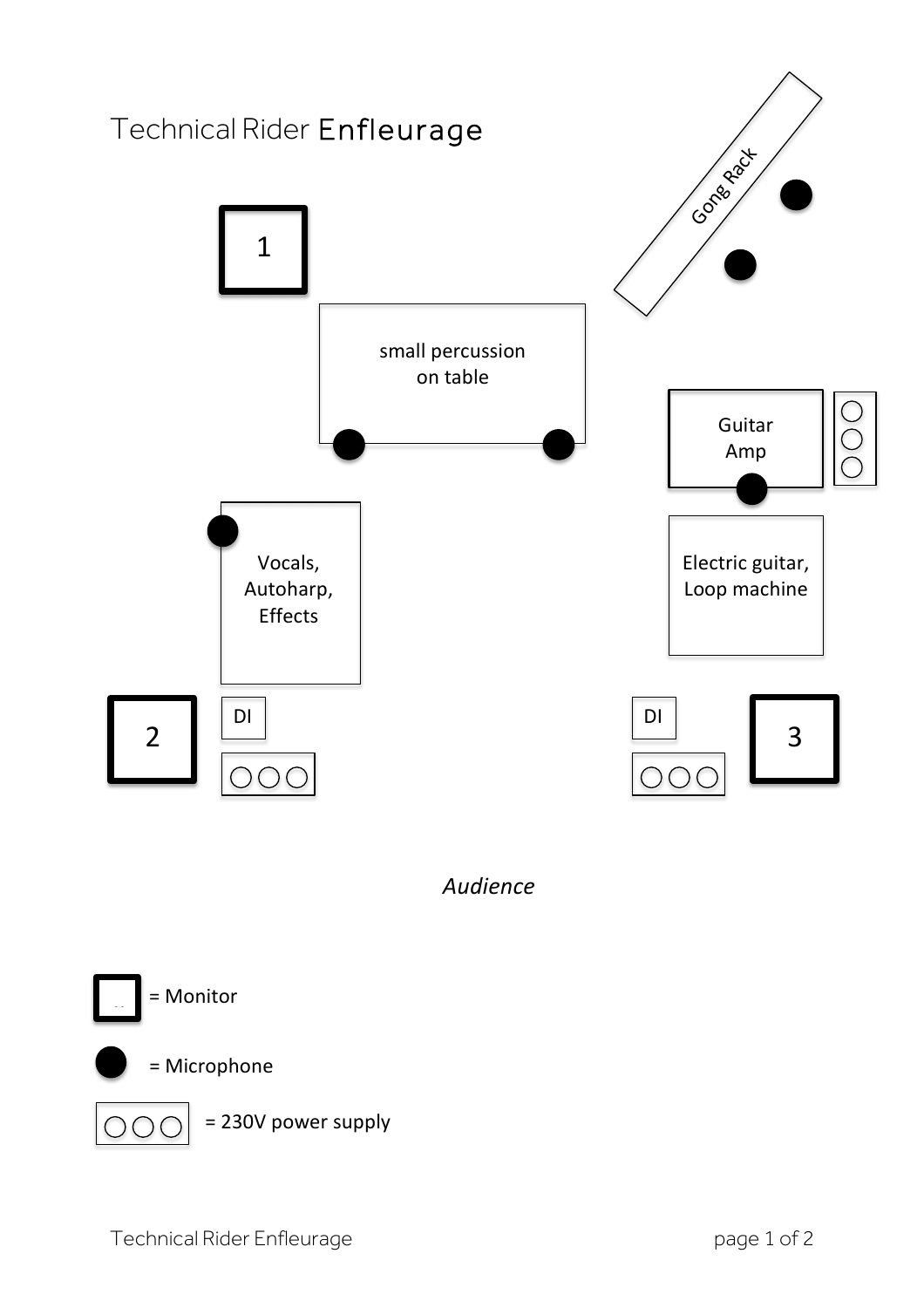# Technical Rider Enfleurage

1

Gong Rack

small percussion
on table

Guitar
Amp

Vocals,
Autoharp,
Effects

Electric guitar,
Loop machine

2

DI

DI

3

*Audience*

= Monitor

= Microphone

= 230V power supply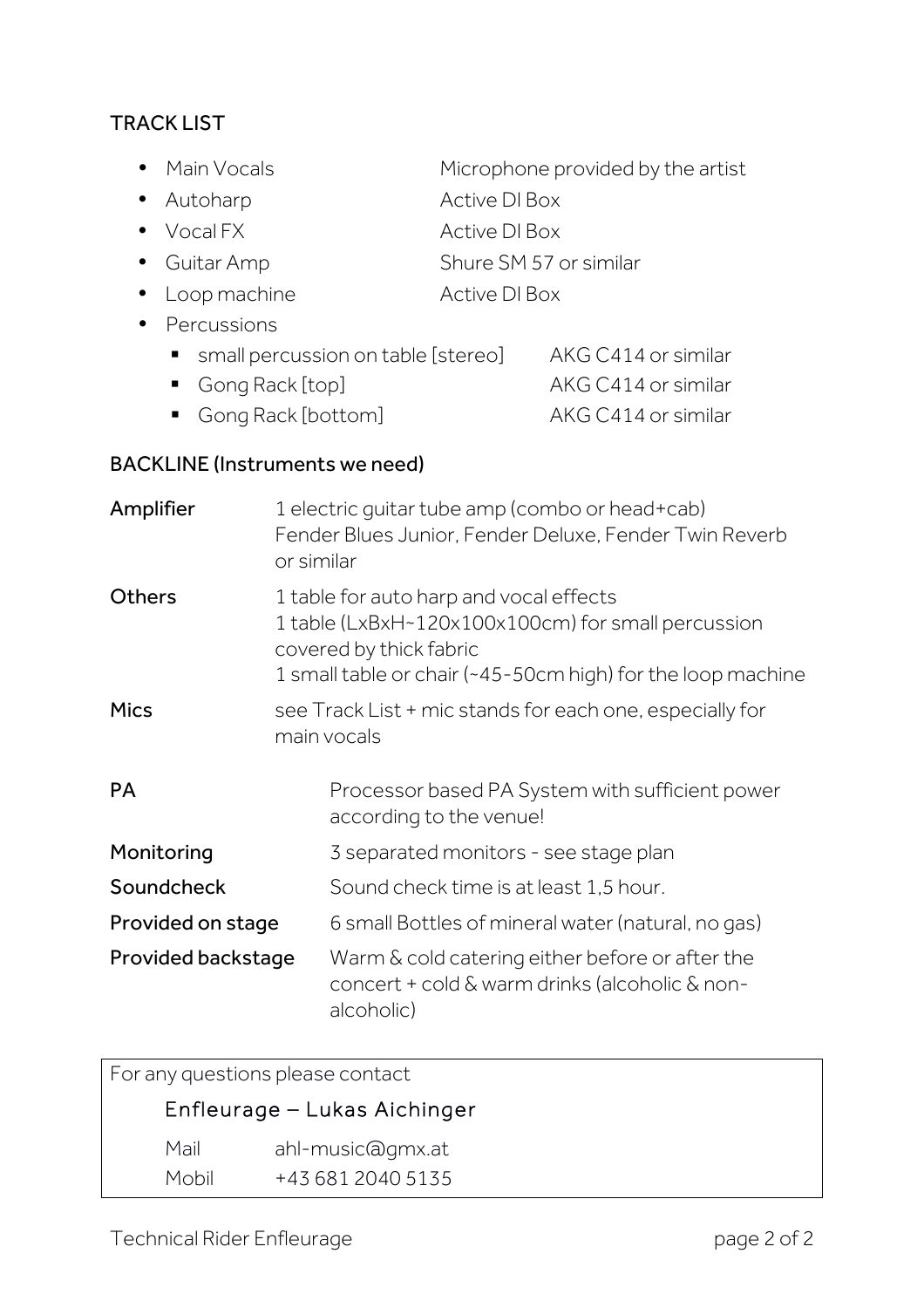## TRACK LIST

| | |
|---|---|
| • Main Vocals | Microphone provided by the artist |
| • Autoharp | Active DI Box |
| • Vocal FX | Active DI Box |
| • Guitar Amp | Shure SM 57 or similar |
| • Loop machine | Active DI Box |
| • Percussions | |
| ▪ small percussion on table [stereo] | AKG C414 or similar |
| ▪ Gong Rack [top] | AKG C414 or similar |
| ▪ Gong Rack [bottom] | AKG C414 or similar |

## BACKLINE (Instruments we need)

| | |
|---|---|
| **Amplifier** | 1 electric guitar tube amp (combo or head+cab)<br>Fender Blues Junior, Fender Deluxe, Fender Twin Reverb or similar |
| **Others** | 1 table for auto harp and vocal effects<br>1 table (LxBxH~120x100x100cm) for small percussion covered by thick fabric<br>1 small table or chair (~45-50cm high) for the loop machine |
| **Mics** | see Track List + mic stands for each one, especially for main vocals |
| **PA** | Processor based PA System with sufficient power according to the venue! |
| **Monitoring** | 3 separated monitors - see stage plan |
| **Soundcheck** | Sound check time is at least 1,5 hour. |
| **Provided on stage** | 6 small Bottles of mineral water (natural, no gas) |
| **Provided backstage** | Warm & cold catering either before or after the concert + cold & warm drinks (alcoholic & non-alcoholic) |

For any questions please contact

Enfleurage – Lukas Aichinger

| | |
|---|---|
| Mail | ahl-music@gmx.at |
| Mobil | +43 681 2040 5135 |